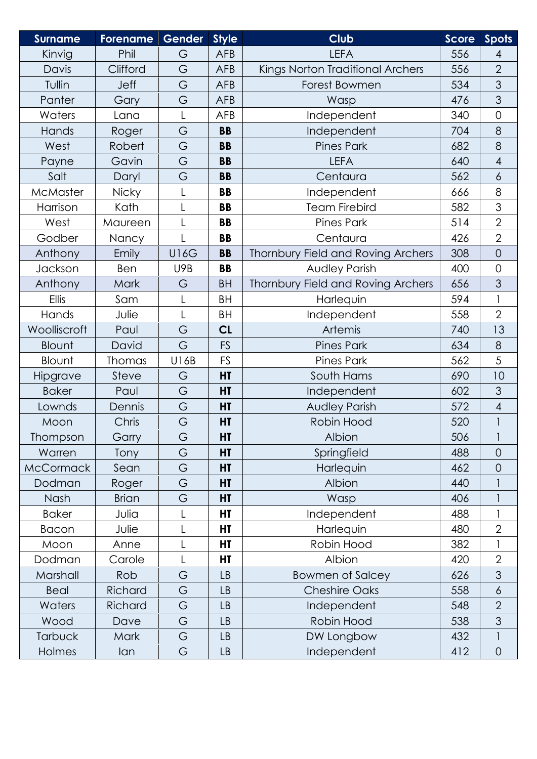| Surname | Forename | Gender | Style | Club | Score | Spots |
|---|---|---|---|---|---|---|
| Kinvig | Phil | G | AFB | LEFA | 556 | 4 |
| Davis | Clifford | G | AFB | Kings Norton Traditional Archers | 556 | 2 |
| Tullin | Jeff | G | AFB | Forest Bowmen | 534 | 3 |
| Panter | Gary | G | AFB | Wasp | 476 | 3 |
| Waters | Lana | L | AFB | Independent | 340 | 0 |
| Hands | Roger | G | **BB** | Independent | 704 | 8 |
| West | Robert | G | **BB** | Pines Park | 682 | 8 |
| Payne | Gavin | G | **BB** | LEFA | 640 | 4 |
| Salt | Daryl | G | **BB** | Centaura | 562 | 6 |
| McMaster | Nicky | L | **BB** | Independent | 666 | 8 |
| Harrison | Kath | L | **BB** | Team Firebird | 582 | 3 |
| West | Maureen | L | **BB** | Pines Park | 514 | 2 |
| Godber | Nancy | L | **BB** | Centaura | 426 | 2 |
| Anthony | Emily | U16G | **BB** | Thornbury Field and Roving Archers | 308 | 0 |
| Jackson | Ben | U9B | **BB** | Audley Parish | 400 | 0 |
| Anthony | Mark | G | BH | Thornbury Field and Roving Archers | 656 | 3 |
| Ellis | Sam | L | BH | Harlequin | 594 | 1 |
| Hands | Julie | L | BH | Independent | 558 | 2 |
| Woolliscroft | Paul | G | **CL** | Artemis | 740 | 13 |
| Blount | David | G | FS | Pines Park | 634 | 8 |
| Blount | Thomas | U16B | FS | Pines Park | 562 | 5 |
| Hipgrave | Steve | G | **HT** | South Hams | 690 | 10 |
| Baker | Paul | G | **HT** | Independent | 602 | 3 |
| Lownds | Dennis | G | **HT** | Audley Parish | 572 | 4 |
| Moon | Chris | G | **HT** | Robin Hood | 520 | 1 |
| Thompson | Garry | G | **HT** | Albion | 506 | 1 |
| Warren | Tony | G | **HT** | Springfield | 488 | 0 |
| McCormack | Sean | G | **HT** | Harlequin | 462 | 0 |
| Dodman | Roger | G | **HT** | Albion | 440 | 1 |
| Nash | Brian | G | **HT** | Wasp | 406 | 1 |
| Baker | Julia | L | **HT** | Independent | 488 | 1 |
| Bacon | Julie | L | **HT** | Harlequin | 480 | 2 |
| Moon | Anne | L | **HT** | Robin Hood | 382 | 1 |
| Dodman | Carole | L | **HT** | Albion | 420 | 2 |
| Marshall | Rob | G | LB | Bowmen of Salcey | 626 | 3 |
| Beal | Richard | G | LB | Cheshire Oaks | 558 | 6 |
| Waters | Richard | G | LB | Independent | 548 | 2 |
| Wood | Dave | G | LB | Robin Hood | 538 | 3 |
| Tarbuck | Mark | G | LB | DW Longbow | 432 | 1 |
| Holmes | Ian | G | LB | Independent | 412 | 0 |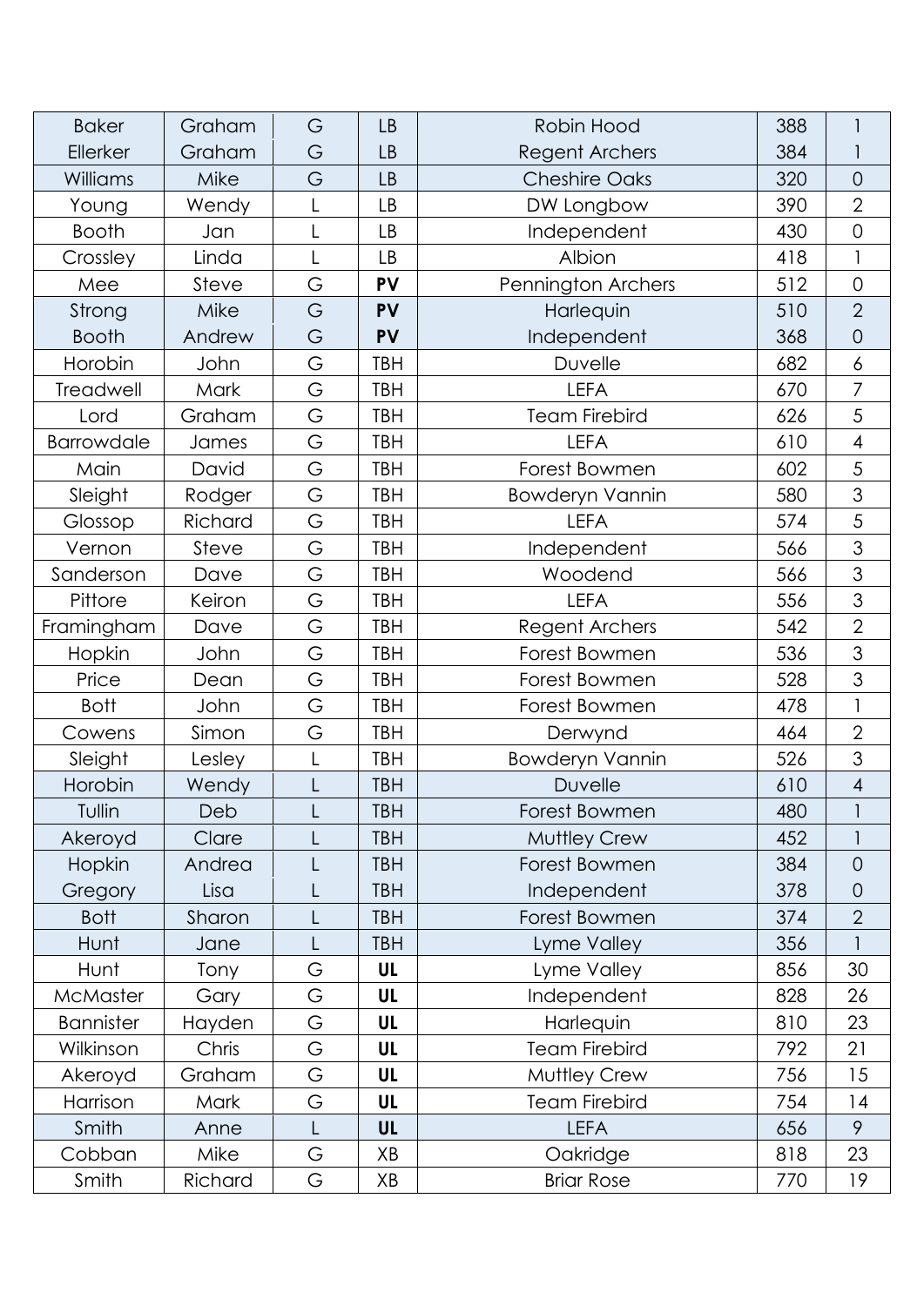| | | | | | | |
|---|---|---|---|---|---|---|
| Baker | Graham | G | LB | Robin Hood | 388 | 1 |
| Ellerker | Graham | G | LB | Regent Archers | 384 | 1 |
| Williams | Mike | G | LB | Cheshire Oaks | 320 | 0 |
| Young | Wendy | L | LB | DW Longbow | 390 | 2 |
| Booth | Jan | L | LB | Independent | 430 | 0 |
| Crossley | Linda | L | LB | Albion | 418 | 1 |
| Mee | Steve | G | **PV** | Pennington Archers | 512 | 0 |
| Strong | Mike | G | **PV** | Harlequin | 510 | 2 |
| Booth | Andrew | G | **PV** | Independent | 368 | 0 |
| Horobin | John | G | TBH | Duvelle | 682 | 6 |
| Treadwell | Mark | G | TBH | LEFA | 670 | 7 |
| Lord | Graham | G | TBH | Team Firebird | 626 | 5 |
| Barrowdale | James | G | TBH | LEFA | 610 | 4 |
| Main | David | G | TBH | Forest Bowmen | 602 | 5 |
| Sleight | Rodger | G | TBH | Bowderyn Vannin | 580 | 3 |
| Glossop | Richard | G | TBH | LEFA | 574 | 5 |
| Vernon | Steve | G | TBH | Independent | 566 | 3 |
| Sanderson | Dave | G | TBH | Woodend | 566 | 3 |
| Pittore | Keiron | G | TBH | LEFA | 556 | 3 |
| Framingham | Dave | G | TBH | Regent Archers | 542 | 2 |
| Hopkin | John | G | TBH | Forest Bowmen | 536 | 3 |
| Price | Dean | G | TBH | Forest Bowmen | 528 | 3 |
| Bott | John | G | TBH | Forest Bowmen | 478 | 1 |
| Cowens | Simon | G | TBH | Derwynd | 464 | 2 |
| Sleight | Lesley | L | TBH | Bowderyn Vannin | 526 | 3 |
| Horobin | Wendy | L | TBH | Duvelle | 610 | 4 |
| Tullin | Deb | L | TBH | Forest Bowmen | 480 | 1 |
| Akeroyd | Clare | L | TBH | Muttley Crew | 452 | 1 |
| Hopkin | Andrea | L | TBH | Forest Bowmen | 384 | 0 |
| Gregory | Lisa | L | TBH | Independent | 378 | 0 |
| Bott | Sharon | L | TBH | Forest Bowmen | 374 | 2 |
| Hunt | Jane | L | TBH | Lyme Valley | 356 | 1 |
| Hunt | Tony | G | **UL** | Lyme Valley | 856 | 30 |
| McMaster | Gary | G | **UL** | Independent | 828 | 26 |
| Bannister | Hayden | G | **UL** | Harlequin | 810 | 23 |
| Wilkinson | Chris | G | **UL** | Team Firebird | 792 | 21 |
| Akeroyd | Graham | G | **UL** | Muttley Crew | 756 | 15 |
| Harrison | Mark | G | **UL** | Team Firebird | 754 | 14 |
| Smith | Anne | L | **UL** | LEFA | 656 | 9 |
| Cobban | Mike | G | XB | Oakridge | 818 | 23 |
| Smith | Richard | G | XB | Briar Rose | 770 | 19 |